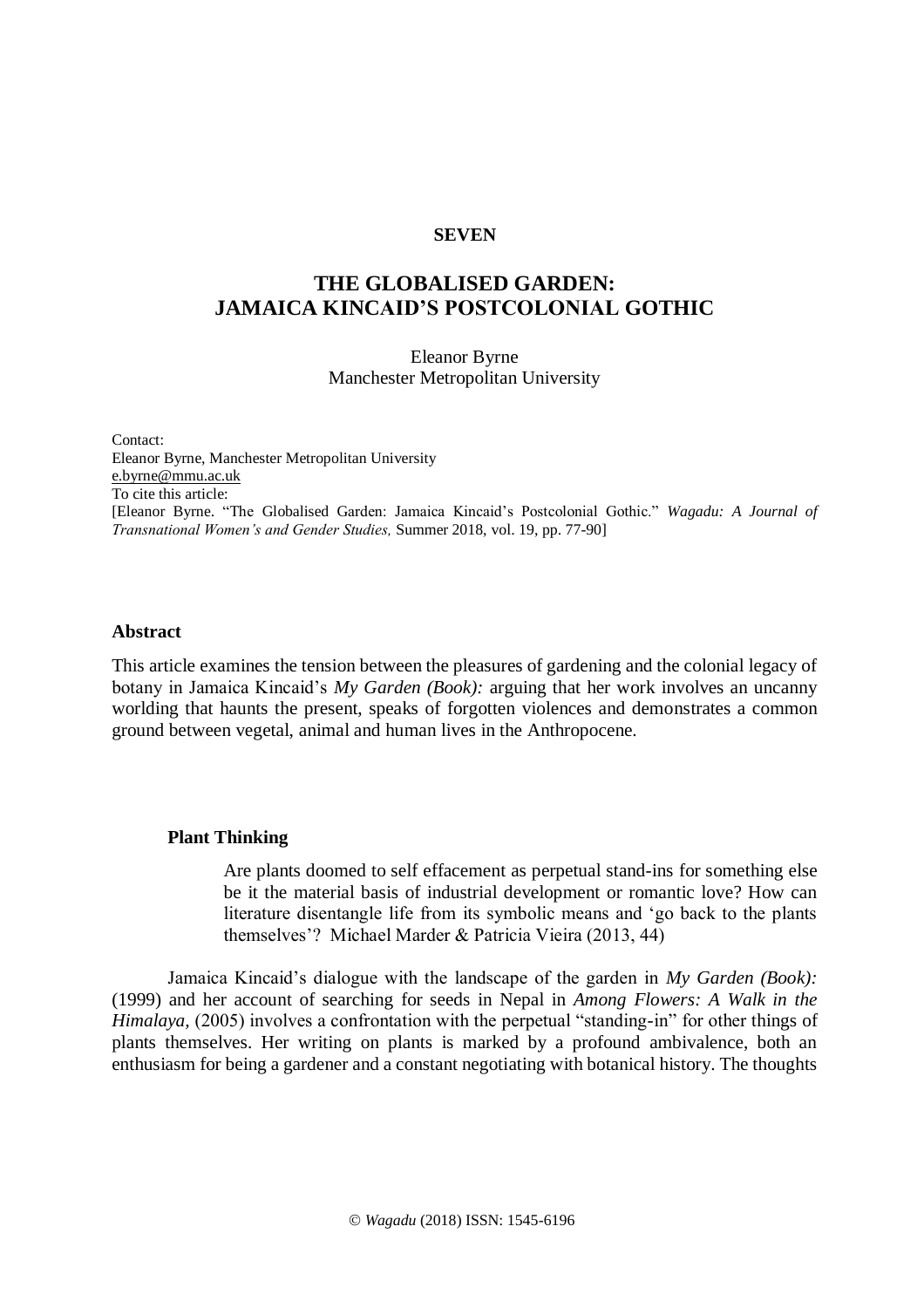**SEVEN**

# THE GLOBALISED GARDEN: JAMAICA KINCAID'S POSTCOLONIAL GOTHIC

Eleanor Byrne
Manchester Metropolitan University

Contact:
Eleanor Byrne, Manchester Metropolitan University
e.byrne@mmu.ac.uk
To cite this article:
[Eleanor Byrne. "The Globalised Garden: Jamaica Kincaid's Postcolonial Gothic." *Wagadu: A Journal of Transnational Women's and Gender Studies,* Summer 2018, vol. 19, pp. 77-90]

## Abstract

This article examines the tension between the pleasures of gardening and the colonial legacy of botany in Jamaica Kincaid's *My Garden (Book):* arguing that her work involves an uncanny worlding that haunts the present, speaks of forgotten violences and demonstrates a common ground between vegetal, animal and human lives in the Anthropocene.

### Plant Thinking

> Are plants doomed to self effacement as perpetual stand-ins for something else be it the material basis of industrial development or romantic love? How can literature disentangle life from its symbolic means and 'go back to the plants themselves'? Michael Marder & Patricia Vieira (2013, 44)

Jamaica Kincaid's dialogue with the landscape of the garden in *My Garden (Book):* (1999) and her account of searching for seeds in Nepal in *Among Flowers: A Walk in the Himalaya,* (2005) involves a confrontation with the perpetual "standing-in" for other things of plants themselves. Her writing on plants is marked by a profound ambivalence, both an enthusiasm for being a gardener and a constant negotiating with botanical history. The thoughts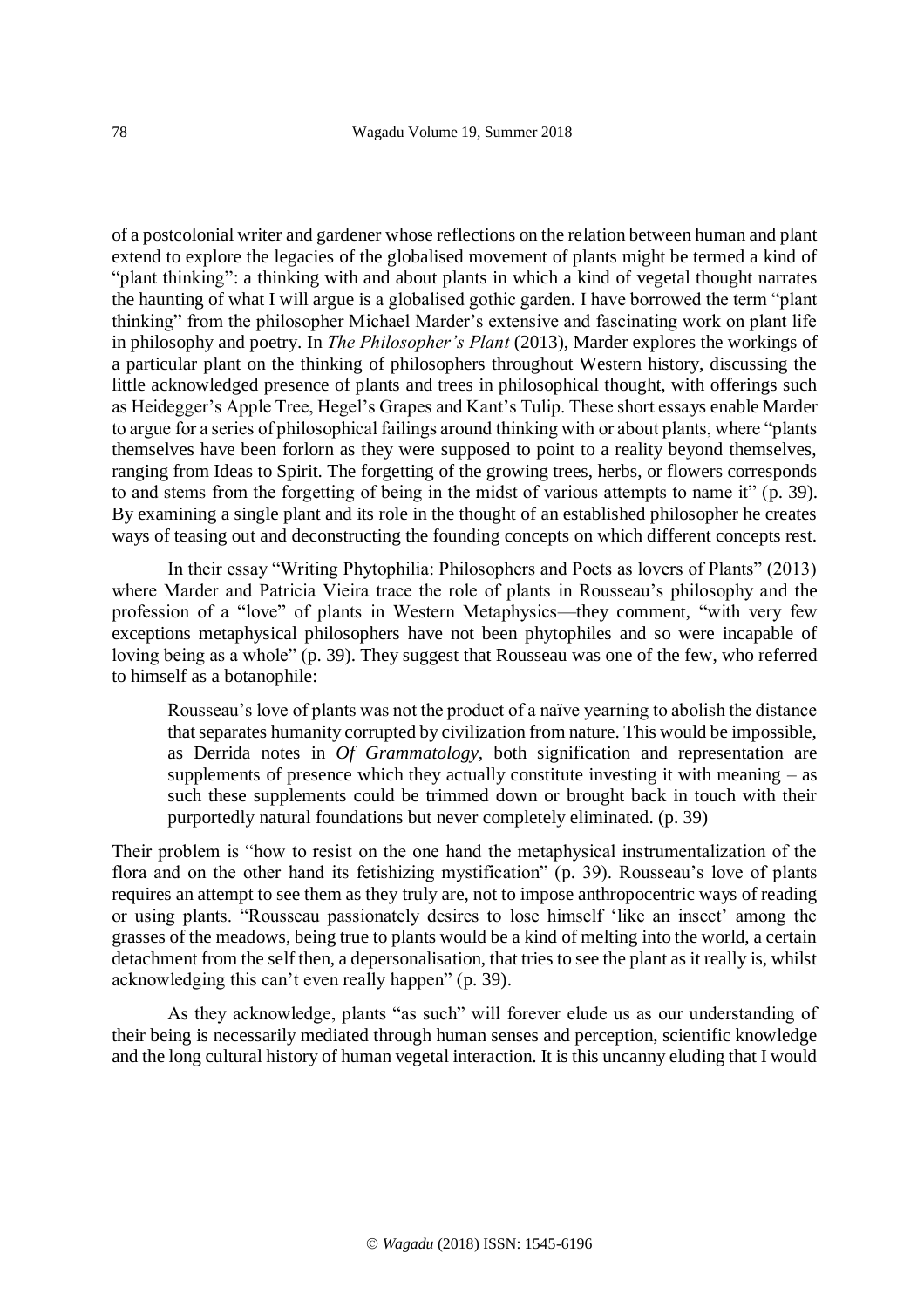of a postcolonial writer and gardener whose reflections on the relation between human and plant extend to explore the legacies of the globalised movement of plants might be termed a kind of "plant thinking": a thinking with and about plants in which a kind of vegetal thought narrates the haunting of what I will argue is a globalised gothic garden. I have borrowed the term "plant thinking" from the philosopher Michael Marder's extensive and fascinating work on plant life in philosophy and poetry. In *The Philosopher's Plant* (2013), Marder explores the workings of a particular plant on the thinking of philosophers throughout Western history, discussing the little acknowledged presence of plants and trees in philosophical thought, with offerings such as Heidegger's Apple Tree, Hegel's Grapes and Kant's Tulip. These short essays enable Marder to argue for a series of philosophical failings around thinking with or about plants, where "plants themselves have been forlorn as they were supposed to point to a reality beyond themselves, ranging from Ideas to Spirit. The forgetting of the growing trees, herbs, or flowers corresponds to and stems from the forgetting of being in the midst of various attempts to name it" (p. 39). By examining a single plant and its role in the thought of an established philosopher he creates ways of teasing out and deconstructing the founding concepts on which different concepts rest.

In their essay "Writing Phytophilia: Philosophers and Poets as lovers of Plants" (2013) where Marder and Patricia Vieira trace the role of plants in Rousseau's philosophy and the profession of a "love" of plants in Western Metaphysics—they comment, "with very few exceptions metaphysical philosophers have not been phytophiles and so were incapable of loving being as a whole" (p. 39). They suggest that Rousseau was one of the few, who referred to himself as a botanophile:

> Rousseau's love of plants was not the product of a naïve yearning to abolish the distance that separates humanity corrupted by civilization from nature. This would be impossible, as Derrida notes in *Of Grammatology,* both signification and representation are supplements of presence which they actually constitute investing it with meaning – as such these supplements could be trimmed down or brought back in touch with their purportedly natural foundations but never completely eliminated. (p. 39)

Their problem is "how to resist on the one hand the metaphysical instrumentalization of the flora and on the other hand its fetishizing mystification" (p. 39). Rousseau's love of plants requires an attempt to see them as they truly are, not to impose anthropocentric ways of reading or using plants. "Rousseau passionately desires to lose himself 'like an insect' among the grasses of the meadows, being true to plants would be a kind of melting into the world, a certain detachment from the self then, a depersonalisation, that tries to see the plant as it really is, whilst acknowledging this can't even really happen" (p. 39).

As they acknowledge, plants "as such" will forever elude us as our understanding of their being is necessarily mediated through human senses and perception, scientific knowledge and the long cultural history of human vegetal interaction. It is this uncanny eluding that I would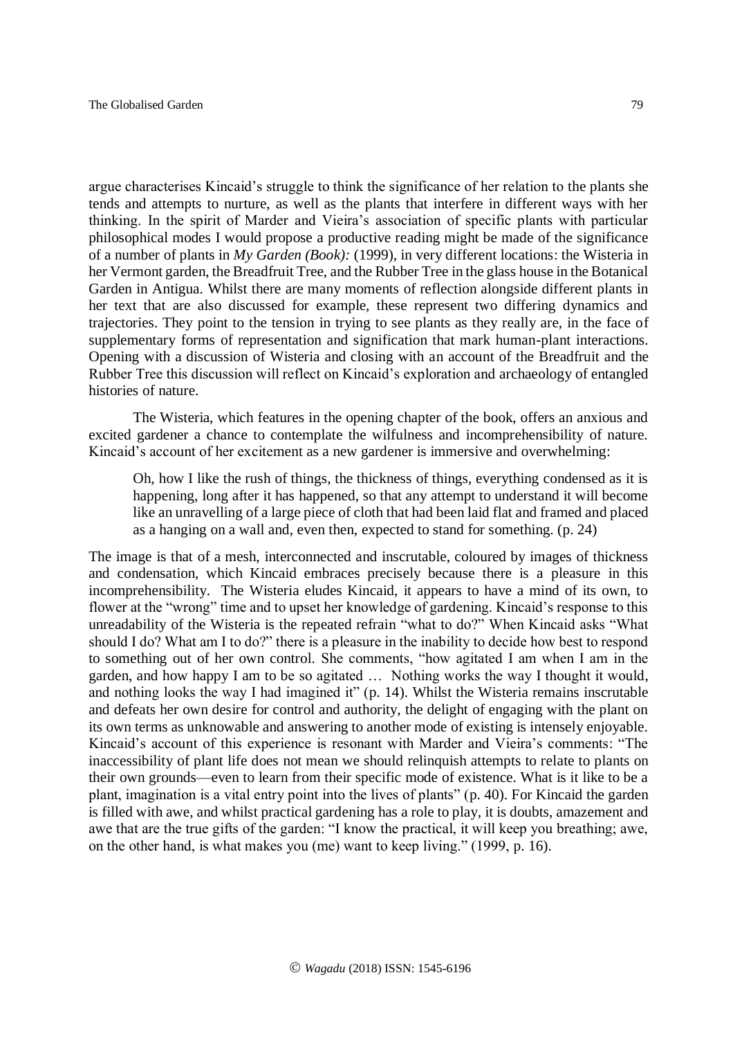argue characterises Kincaid's struggle to think the significance of her relation to the plants she tends and attempts to nurture, as well as the plants that interfere in different ways with her thinking. In the spirit of Marder and Vieira's association of specific plants with particular philosophical modes I would propose a productive reading might be made of the significance of a number of plants in *My Garden (Book):* (1999), in very different locations: the Wisteria in her Vermont garden, the Breadfruit Tree, and the Rubber Tree in the glass house in the Botanical Garden in Antigua. Whilst there are many moments of reflection alongside different plants in her text that are also discussed for example, these represent two differing dynamics and trajectories. They point to the tension in trying to see plants as they really are, in the face of supplementary forms of representation and signification that mark human-plant interactions. Opening with a discussion of Wisteria and closing with an account of the Breadfruit and the Rubber Tree this discussion will reflect on Kincaid's exploration and archaeology of entangled histories of nature.

The Wisteria, which features in the opening chapter of the book, offers an anxious and excited gardener a chance to contemplate the wilfulness and incomprehensibility of nature. Kincaid's account of her excitement as a new gardener is immersive and overwhelming:

> Oh, how I like the rush of things, the thickness of things, everything condensed as it is happening, long after it has happened, so that any attempt to understand it will become like an unravelling of a large piece of cloth that had been laid flat and framed and placed as a hanging on a wall and, even then, expected to stand for something. (p. 24)

The image is that of a mesh, interconnected and inscrutable, coloured by images of thickness and condensation, which Kincaid embraces precisely because there is a pleasure in this incomprehensibility. The Wisteria eludes Kincaid, it appears to have a mind of its own, to flower at the "wrong" time and to upset her knowledge of gardening. Kincaid's response to this unreadability of the Wisteria is the repeated refrain "what to do?" When Kincaid asks "What should I do? What am I to do?" there is a pleasure in the inability to decide how best to respond to something out of her own control. She comments, "how agitated I am when I am in the garden, and how happy I am to be so agitated … Nothing works the way I thought it would, and nothing looks the way I had imagined it" (p. 14). Whilst the Wisteria remains inscrutable and defeats her own desire for control and authority, the delight of engaging with the plant on its own terms as unknowable and answering to another mode of existing is intensely enjoyable. Kincaid's account of this experience is resonant with Marder and Vieira's comments: "The inaccessibility of plant life does not mean we should relinquish attempts to relate to plants on their own grounds—even to learn from their specific mode of existence. What is it like to be a plant, imagination is a vital entry point into the lives of plants" (p. 40). For Kincaid the garden is filled with awe, and whilst practical gardening has a role to play, it is doubts, amazement and awe that are the true gifts of the garden: "I know the practical, it will keep you breathing; awe, on the other hand, is what makes you (me) want to keep living." (1999, p. 16).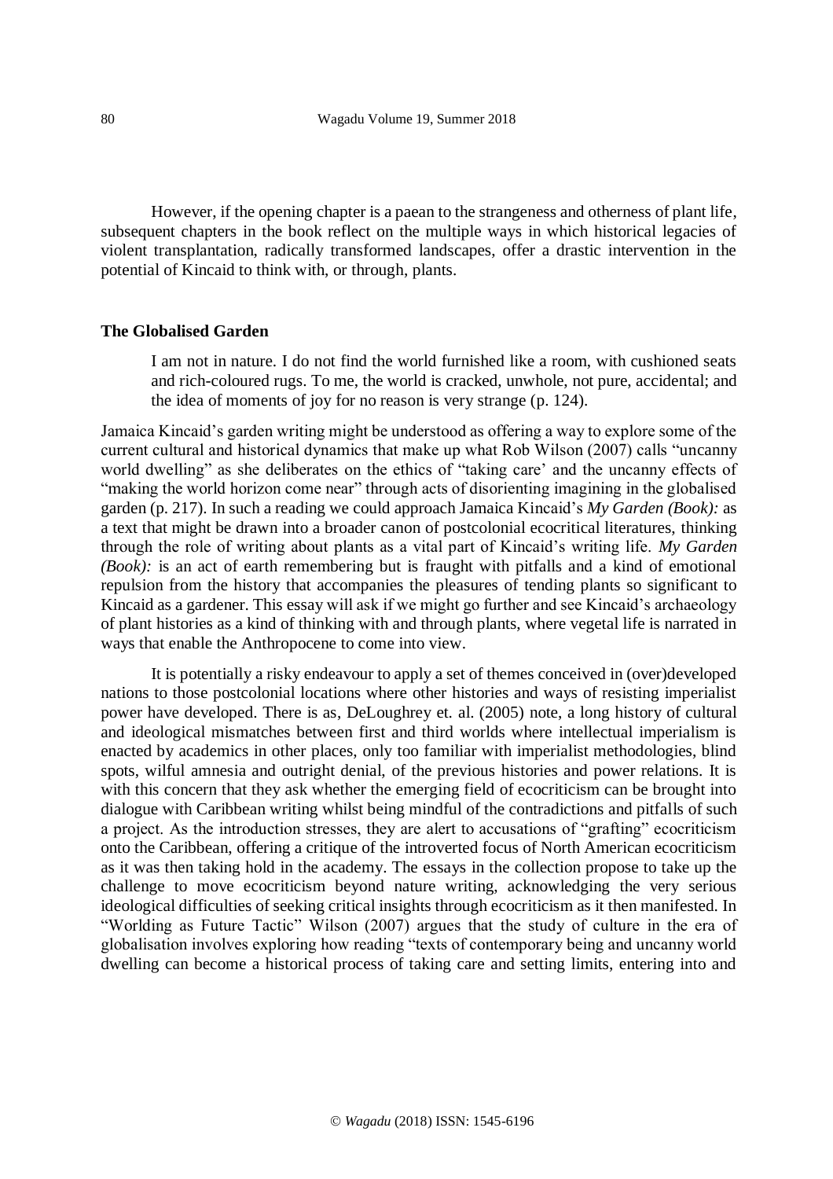However, if the opening chapter is a paean to the strangeness and otherness of plant life, subsequent chapters in the book reflect on the multiple ways in which historical legacies of violent transplantation, radically transformed landscapes, offer a drastic intervention in the potential of Kincaid to think with, or through, plants.

## The Globalised Garden

> I am not in nature. I do not find the world furnished like a room, with cushioned seats and rich-coloured rugs. To me, the world is cracked, unwhole, not pure, accidental; and the idea of moments of joy for no reason is very strange (p. 124).

Jamaica Kincaid's garden writing might be understood as offering a way to explore some of the current cultural and historical dynamics that make up what Rob Wilson (2007) calls "uncanny world dwelling" as she deliberates on the ethics of "taking care' and the uncanny effects of "making the world horizon come near" through acts of disorienting imagining in the globalised garden (p. 217). In such a reading we could approach Jamaica Kincaid's *My Garden (Book):* as a text that might be drawn into a broader canon of postcolonial ecocritical literatures, thinking through the role of writing about plants as a vital part of Kincaid's writing life. *My Garden (Book):* is an act of earth remembering but is fraught with pitfalls and a kind of emotional repulsion from the history that accompanies the pleasures of tending plants so significant to Kincaid as a gardener. This essay will ask if we might go further and see Kincaid's archaeology of plant histories as a kind of thinking with and through plants, where vegetal life is narrated in ways that enable the Anthropocene to come into view.

It is potentially a risky endeavour to apply a set of themes conceived in (over)developed nations to those postcolonial locations where other histories and ways of resisting imperialist power have developed. There is as, DeLoughrey et. al. (2005) note, a long history of cultural and ideological mismatches between first and third worlds where intellectual imperialism is enacted by academics in other places, only too familiar with imperialist methodologies, blind spots, wilful amnesia and outright denial, of the previous histories and power relations. It is with this concern that they ask whether the emerging field of ecocriticism can be brought into dialogue with Caribbean writing whilst being mindful of the contradictions and pitfalls of such a project. As the introduction stresses, they are alert to accusations of "grafting" ecocriticism onto the Caribbean, offering a critique of the introverted focus of North American ecocriticism as it was then taking hold in the academy. The essays in the collection propose to take up the challenge to move ecocriticism beyond nature writing, acknowledging the very serious ideological difficulties of seeking critical insights through ecocriticism as it then manifested. In "Worlding as Future Tactic" Wilson (2007) argues that the study of culture in the era of globalisation involves exploring how reading "texts of contemporary being and uncanny world dwelling can become a historical process of taking care and setting limits, entering into and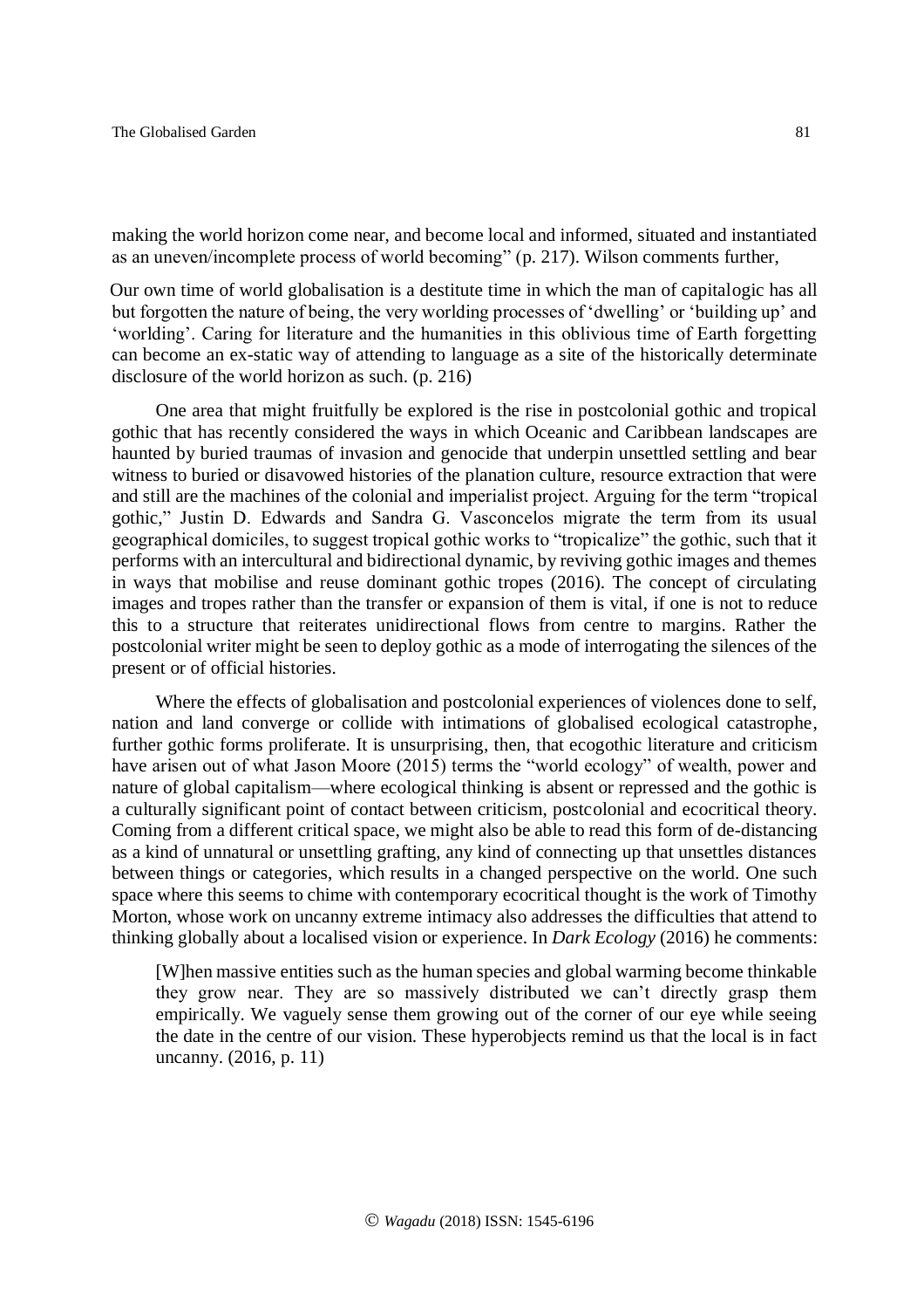making the world horizon come near, and become local and informed, situated and instantiated as an uneven/incomplete process of world becoming" (p. 217). Wilson comments further,

> Our own time of world globalisation is a destitute time in which the man of capitalogic has all but forgotten the nature of being, the very worlding processes of 'dwelling' or 'building up' and 'worlding'. Caring for literature and the humanities in this oblivious time of Earth forgetting can become an ex-static way of attending to language as a site of the historically determinate disclosure of the world horizon as such. (p. 216)

One area that might fruitfully be explored is the rise in postcolonial gothic and tropical gothic that has recently considered the ways in which Oceanic and Caribbean landscapes are haunted by buried traumas of invasion and genocide that underpin unsettled settling and bear witness to buried or disavowed histories of the planation culture, resource extraction that were and still are the machines of the colonial and imperialist project. Arguing for the term "tropical gothic," Justin D. Edwards and Sandra G. Vasconcelos migrate the term from its usual geographical domiciles, to suggest tropical gothic works to "tropicalize" the gothic, such that it performs with an intercultural and bidirectional dynamic, by reviving gothic images and themes in ways that mobilise and reuse dominant gothic tropes (2016). The concept of circulating images and tropes rather than the transfer or expansion of them is vital, if one is not to reduce this to a structure that reiterates unidirectional flows from centre to margins. Rather the postcolonial writer might be seen to deploy gothic as a mode of interrogating the silences of the present or of official histories.

Where the effects of globalisation and postcolonial experiences of violences done to self, nation and land converge or collide with intimations of globalised ecological catastrophe, further gothic forms proliferate. It is unsurprising, then, that ecogothic literature and criticism have arisen out of what Jason Moore (2015) terms the "world ecology" of wealth, power and nature of global capitalism—where ecological thinking is absent or repressed and the gothic is a culturally significant point of contact between criticism, postcolonial and ecocritical theory. Coming from a different critical space, we might also be able to read this form of de-distancing as a kind of unnatural or unsettling grafting, any kind of connecting up that unsettles distances between things or categories, which results in a changed perspective on the world. One such space where this seems to chime with contemporary ecocritical thought is the work of Timothy Morton, whose work on uncanny extreme intimacy also addresses the difficulties that attend to thinking globally about a localised vision or experience. In *Dark Ecology* (2016) he comments:

> [W]hen massive entities such as the human species and global warming become thinkable they grow near. They are so massively distributed we can't directly grasp them empirically. We vaguely sense them growing out of the corner of our eye while seeing the date in the centre of our vision. These hyperobjects remind us that the local is in fact uncanny. (2016, p. 11)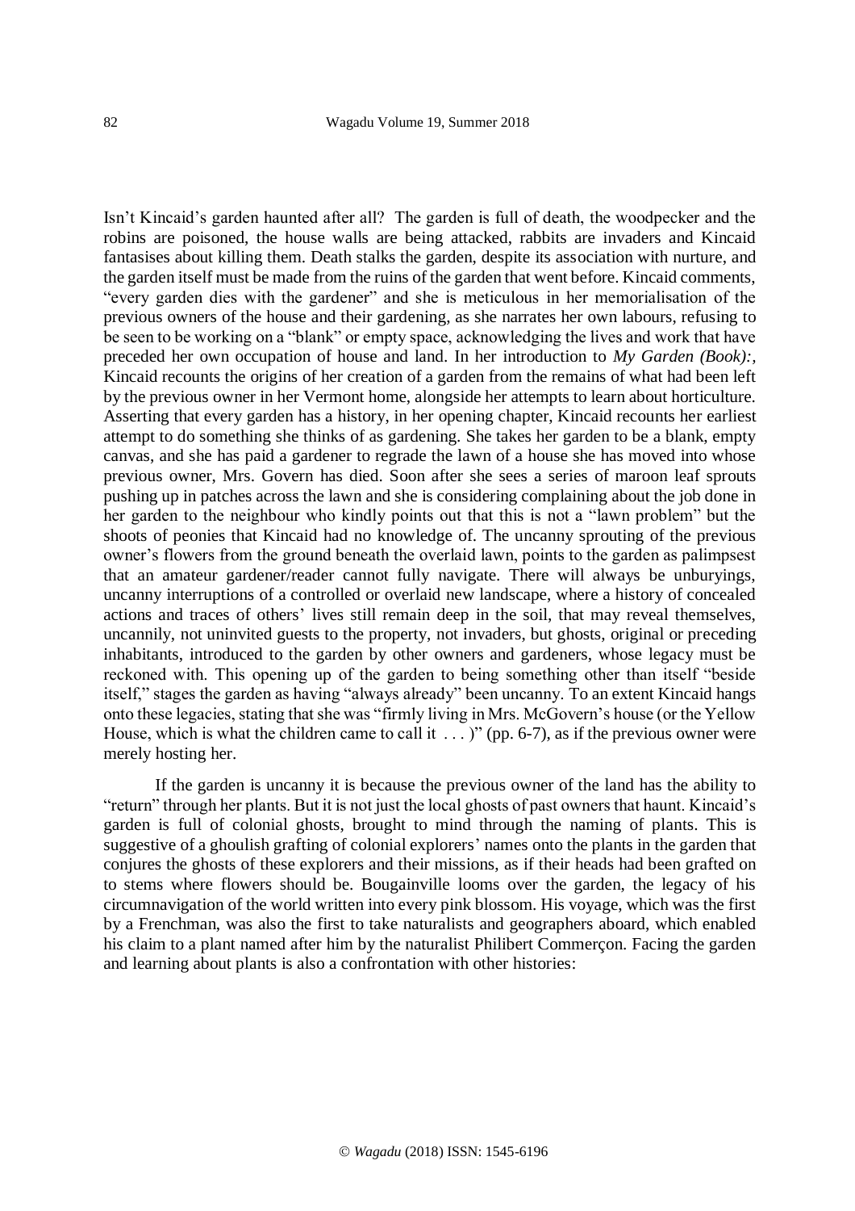Isn't Kincaid's garden haunted after all? The garden is full of death, the woodpecker and the robins are poisoned, the house walls are being attacked, rabbits are invaders and Kincaid fantasises about killing them. Death stalks the garden, despite its association with nurture, and the garden itself must be made from the ruins of the garden that went before. Kincaid comments, "every garden dies with the gardener" and she is meticulous in her memorialisation of the previous owners of the house and their gardening, as she narrates her own labours, refusing to be seen to be working on a "blank" or empty space, acknowledging the lives and work that have preceded her own occupation of house and land. In her introduction to *My Garden (Book):*, Kincaid recounts the origins of her creation of a garden from the remains of what had been left by the previous owner in her Vermont home, alongside her attempts to learn about horticulture. Asserting that every garden has a history, in her opening chapter, Kincaid recounts her earliest attempt to do something she thinks of as gardening. She takes her garden to be a blank, empty canvas, and she has paid a gardener to regrade the lawn of a house she has moved into whose previous owner, Mrs. Govern has died. Soon after she sees a series of maroon leaf sprouts pushing up in patches across the lawn and she is considering complaining about the job done in her garden to the neighbour who kindly points out that this is not a "lawn problem" but the shoots of peonies that Kincaid had no knowledge of. The uncanny sprouting of the previous owner's flowers from the ground beneath the overlaid lawn, points to the garden as palimpsest that an amateur gardener/reader cannot fully navigate. There will always be unburyings, uncanny interruptions of a controlled or overlaid new landscape, where a history of concealed actions and traces of others' lives still remain deep in the soil, that may reveal themselves, uncannily, not uninvited guests to the property, not invaders, but ghosts, original or preceding inhabitants, introduced to the garden by other owners and gardeners, whose legacy must be reckoned with. This opening up of the garden to being something other than itself "beside itself," stages the garden as having "always already" been uncanny. To an extent Kincaid hangs onto these legacies, stating that she was "firmly living in Mrs. McGovern's house (or the Yellow House, which is what the children came to call it . . . )" (pp. 6-7), as if the previous owner were merely hosting her.

If the garden is uncanny it is because the previous owner of the land has the ability to "return" through her plants. But it is not just the local ghosts of past owners that haunt. Kincaid's garden is full of colonial ghosts, brought to mind through the naming of plants. This is suggestive of a ghoulish grafting of colonial explorers' names onto the plants in the garden that conjures the ghosts of these explorers and their missions, as if their heads had been grafted on to stems where flowers should be. Bougainville looms over the garden, the legacy of his circumnavigation of the world written into every pink blossom. His voyage, which was the first by a Frenchman, was also the first to take naturalists and geographers aboard, which enabled his claim to a plant named after him by the naturalist Philibert Commerçon. Facing the garden and learning about plants is also a confrontation with other histories: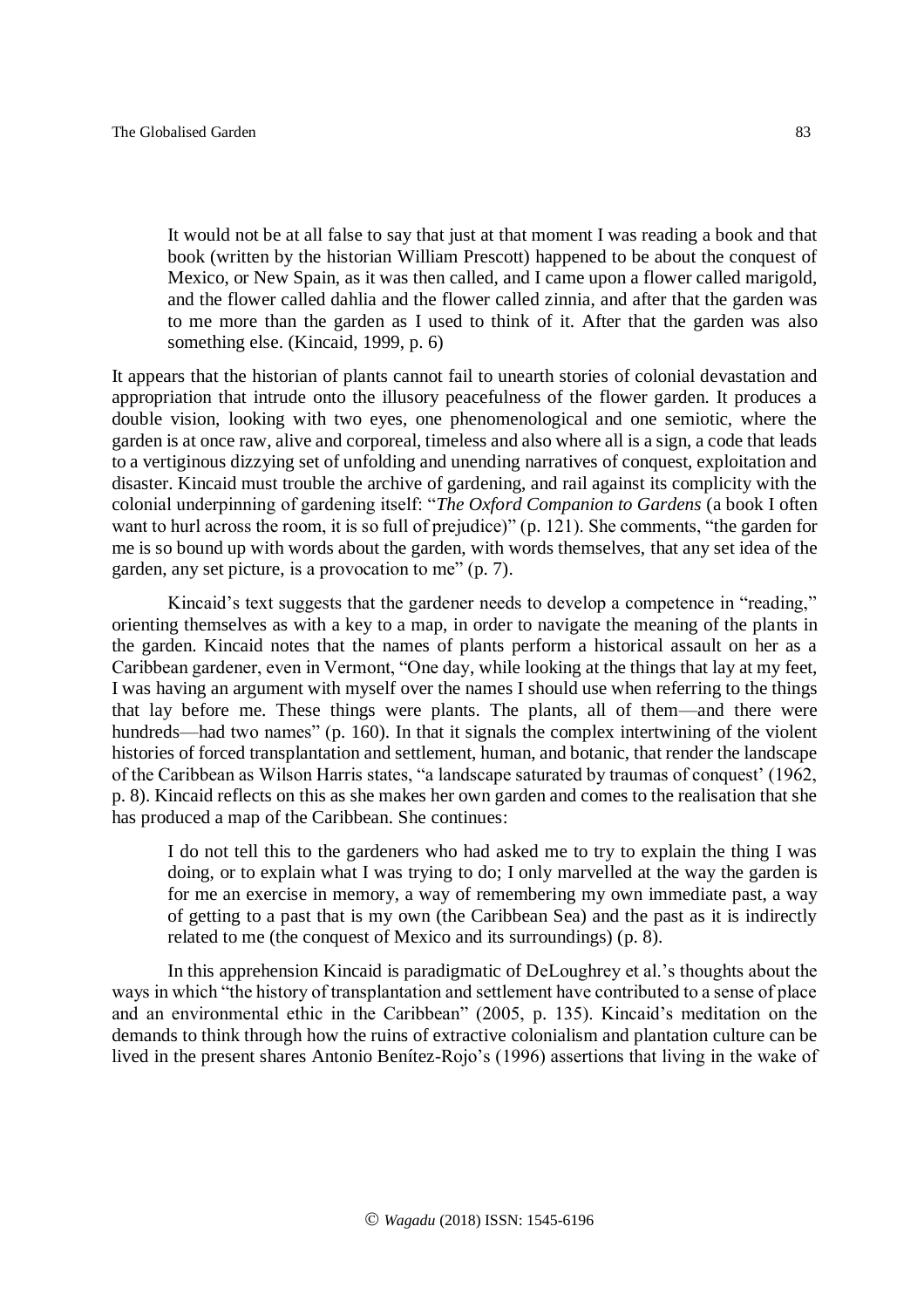> It would not be at all false to say that just at that moment I was reading a book and that book (written by the historian William Prescott) happened to be about the conquest of Mexico, or New Spain, as it was then called, and I came upon a flower called marigold, and the flower called dahlia and the flower called zinnia, and after that the garden was to me more than the garden as I used to think of it. After that the garden was also something else. (Kincaid, 1999, p. 6)

It appears that the historian of plants cannot fail to unearth stories of colonial devastation and appropriation that intrude onto the illusory peacefulness of the flower garden. It produces a double vision, looking with two eyes, one phenomenological and one semiotic, where the garden is at once raw, alive and corporeal, timeless and also where all is a sign, a code that leads to a vertiginous dizzying set of unfolding and unending narratives of conquest, exploitation and disaster. Kincaid must trouble the archive of gardening, and rail against its complicity with the colonial underpinning of gardening itself: "*The Oxford Companion to Gardens* (a book I often want to hurl across the room, it is so full of prejudice)" (p. 121). She comments, "the garden for me is so bound up with words about the garden, with words themselves, that any set idea of the garden, any set picture, is a provocation to me" (p. 7).

Kincaid's text suggests that the gardener needs to develop a competence in "reading," orienting themselves as with a key to a map, in order to navigate the meaning of the plants in the garden. Kincaid notes that the names of plants perform a historical assault on her as a Caribbean gardener, even in Vermont, "One day, while looking at the things that lay at my feet, I was having an argument with myself over the names I should use when referring to the things that lay before me. These things were plants. The plants, all of them—and there were hundreds—had two names" (p. 160). In that it signals the complex intertwining of the violent histories of forced transplantation and settlement, human, and botanic, that render the landscape of the Caribbean as Wilson Harris states, "a landscape saturated by traumas of conquest' (1962, p. 8). Kincaid reflects on this as she makes her own garden and comes to the realisation that she has produced a map of the Caribbean. She continues:

> I do not tell this to the gardeners who had asked me to try to explain the thing I was doing, or to explain what I was trying to do; I only marvelled at the way the garden is for me an exercise in memory, a way of remembering my own immediate past, a way of getting to a past that is my own (the Caribbean Sea) and the past as it is indirectly related to me (the conquest of Mexico and its surroundings) (p. 8).

In this apprehension Kincaid is paradigmatic of DeLoughrey et al.'s thoughts about the ways in which "the history of transplantation and settlement have contributed to a sense of place and an environmental ethic in the Caribbean" (2005, p. 135). Kincaid's meditation on the demands to think through how the ruins of extractive colonialism and plantation culture can be lived in the present shares Antonio Benítez-Rojo's (1996) assertions that living in the wake of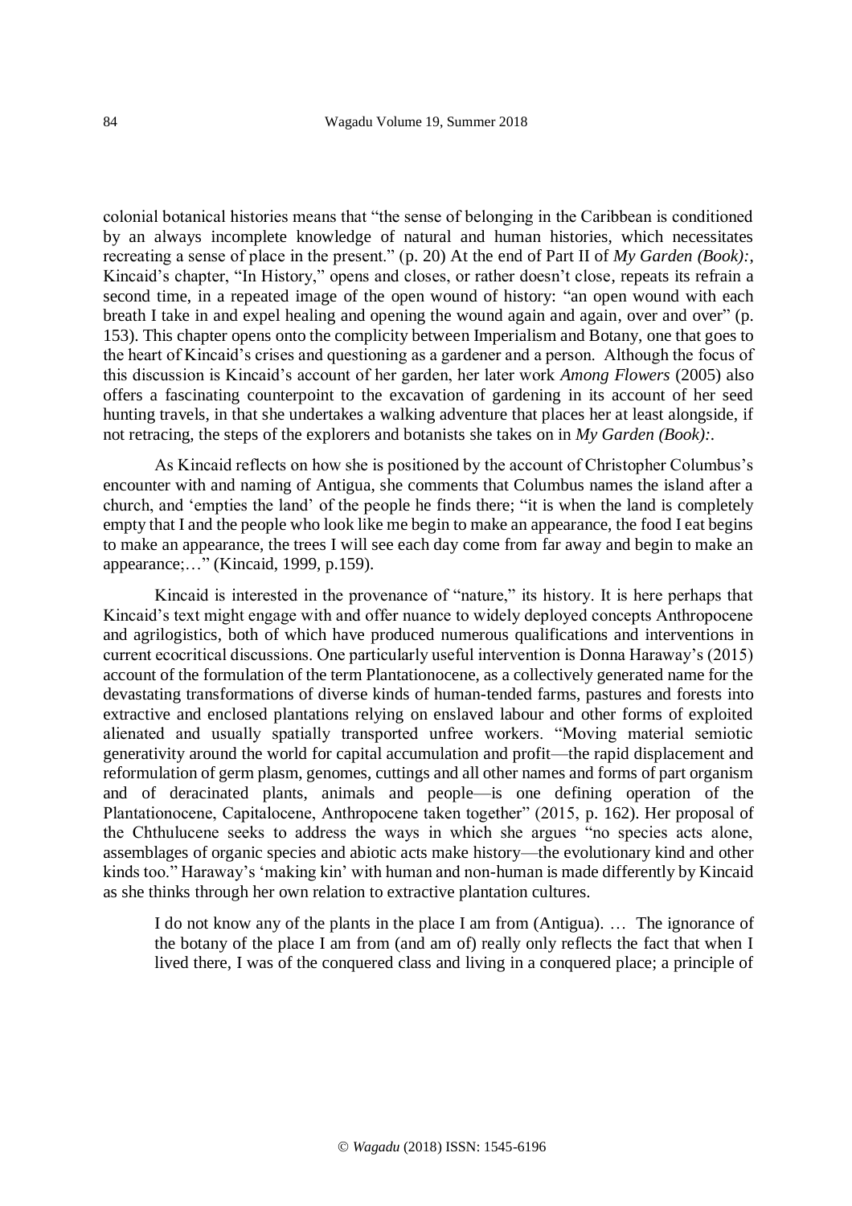colonial botanical histories means that "the sense of belonging in the Caribbean is conditioned by an always incomplete knowledge of natural and human histories, which necessitates recreating a sense of place in the present." (p. 20) At the end of Part II of *My Garden (Book):*, Kincaid's chapter, "In History," opens and closes, or rather doesn't close, repeats its refrain a second time, in a repeated image of the open wound of history: "an open wound with each breath I take in and expel healing and opening the wound again and again, over and over" (p. 153). This chapter opens onto the complicity between Imperialism and Botany, one that goes to the heart of Kincaid's crises and questioning as a gardener and a person. Although the focus of this discussion is Kincaid's account of her garden, her later work *Among Flowers* (2005) also offers a fascinating counterpoint to the excavation of gardening in its account of her seed hunting travels, in that she undertakes a walking adventure that places her at least alongside, if not retracing, the steps of the explorers and botanists she takes on in *My Garden (Book):*.

As Kincaid reflects on how she is positioned by the account of Christopher Columbus's encounter with and naming of Antigua, she comments that Columbus names the island after a church, and 'empties the land' of the people he finds there; "it is when the land is completely empty that I and the people who look like me begin to make an appearance, the food I eat begins to make an appearance, the trees I will see each day come from far away and begin to make an appearance;…" (Kincaid, 1999, p.159).

Kincaid is interested in the provenance of "nature," its history. It is here perhaps that Kincaid's text might engage with and offer nuance to widely deployed concepts Anthropocene and agrilogistics, both of which have produced numerous qualifications and interventions in current ecocritical discussions. One particularly useful intervention is Donna Haraway's (2015) account of the formulation of the term Plantationocene, as a collectively generated name for the devastating transformations of diverse kinds of human-tended farms, pastures and forests into extractive and enclosed plantations relying on enslaved labour and other forms of exploited alienated and usually spatially transported unfree workers. "Moving material semiotic generativity around the world for capital accumulation and profit—the rapid displacement and reformulation of germ plasm, genomes, cuttings and all other names and forms of part organism and of deracinated plants, animals and people—is one defining operation of the Plantationocene, Capitalocene, Anthropocene taken together" (2015, p. 162). Her proposal of the Chthulucene seeks to address the ways in which she argues "no species acts alone, assemblages of organic species and abiotic acts make history—the evolutionary kind and other kinds too." Haraway's 'making kin' with human and non-human is made differently by Kincaid as she thinks through her own relation to extractive plantation cultures.

> I do not know any of the plants in the place I am from (Antigua). … The ignorance of the botany of the place I am from (and am of) really only reflects the fact that when I lived there, I was of the conquered class and living in a conquered place; a principle of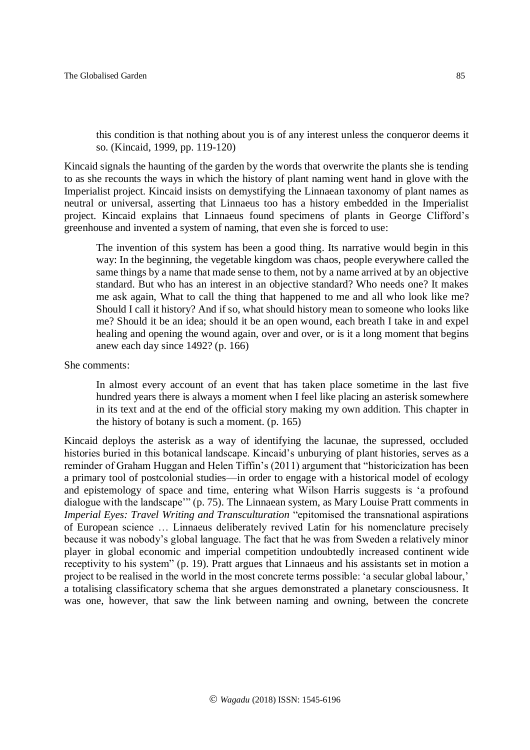> this condition is that nothing about you is of any interest unless the conqueror deems it so. (Kincaid, 1999, pp. 119-120)

Kincaid signals the haunting of the garden by the words that overwrite the plants she is tending to as she recounts the ways in which the history of plant naming went hand in glove with the Imperialist project. Kincaid insists on demystifying the Linnaean taxonomy of plant names as neutral or universal, asserting that Linnaeus too has a history embedded in the Imperialist project. Kincaid explains that Linnaeus found specimens of plants in George Clifford's greenhouse and invented a system of naming, that even she is forced to use:

> The invention of this system has been a good thing. Its narrative would begin in this way: In the beginning, the vegetable kingdom was chaos, people everywhere called the same things by a name that made sense to them, not by a name arrived at by an objective standard. But who has an interest in an objective standard? Who needs one? It makes me ask again, What to call the thing that happened to me and all who look like me? Should I call it history? And if so, what should history mean to someone who looks like me? Should it be an idea; should it be an open wound, each breath I take in and expel healing and opening the wound again, over and over, or is it a long moment that begins anew each day since 1492? (p. 166)

She comments:

> In almost every account of an event that has taken place sometime in the last five hundred years there is always a moment when I feel like placing an asterisk somewhere in its text and at the end of the official story making my own addition. This chapter in the history of botany is such a moment. (p. 165)

Kincaid deploys the asterisk as a way of identifying the lacunae, the supressed, occluded histories buried in this botanical landscape. Kincaid's unburying of plant histories, serves as a reminder of Graham Huggan and Helen Tiffin's (2011) argument that "historicization has been a primary tool of postcolonial studies—in order to engage with a historical model of ecology and epistemology of space and time, entering what Wilson Harris suggests is 'a profound dialogue with the landscape'" (p. 75). The Linnaean system, as Mary Louise Pratt comments in *Imperial Eyes: Travel Writing and Transculturation* "epitomised the transnational aspirations of European science … Linnaeus deliberately revived Latin for his nomenclature precisely because it was nobody's global language. The fact that he was from Sweden a relatively minor player in global economic and imperial competition undoubtedly increased continent wide receptivity to his system" (p. 19). Pratt argues that Linnaeus and his assistants set in motion a project to be realised in the world in the most concrete terms possible: 'a secular global labour,' a totalising classificatory schema that she argues demonstrated a planetary consciousness. It was one, however, that saw the link between naming and owning, between the concrete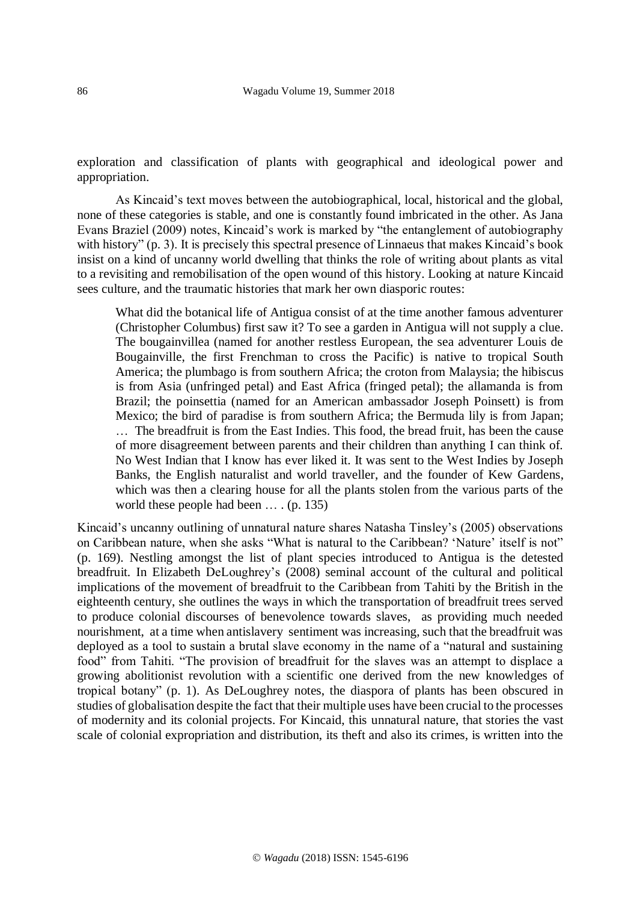exploration and classification of plants with geographical and ideological power and appropriation.

As Kincaid's text moves between the autobiographical, local, historical and the global, none of these categories is stable, and one is constantly found imbricated in the other. As Jana Evans Braziel (2009) notes, Kincaid's work is marked by "the entanglement of autobiography with history" (p. 3). It is precisely this spectral presence of Linnaeus that makes Kincaid's book insist on a kind of uncanny world dwelling that thinks the role of writing about plants as vital to a revisiting and remobilisation of the open wound of this history. Looking at nature Kincaid sees culture, and the traumatic histories that mark her own diasporic routes:

> What did the botanical life of Antigua consist of at the time another famous adventurer (Christopher Columbus) first saw it? To see a garden in Antigua will not supply a clue. The bougainvillea (named for another restless European, the sea adventurer Louis de Bougainville, the first Frenchman to cross the Pacific) is native to tropical South America; the plumbago is from southern Africa; the croton from Malaysia; the hibiscus is from Asia (unfringed petal) and East Africa (fringed petal); the allamanda is from Brazil; the poinsettia (named for an American ambassador Joseph Poinsett) is from Mexico; the bird of paradise is from southern Africa; the Bermuda lily is from Japan; … The breadfruit is from the East Indies. This food, the bread fruit, has been the cause of more disagreement between parents and their children than anything I can think of. No West Indian that I know has ever liked it. It was sent to the West Indies by Joseph Banks, the English naturalist and world traveller, and the founder of Kew Gardens, which was then a clearing house for all the plants stolen from the various parts of the world these people had been … . (p. 135)

Kincaid's uncanny outlining of unnatural nature shares Natasha Tinsley's (2005) observations on Caribbean nature, when she asks "What is natural to the Caribbean? 'Nature' itself is not" (p. 169). Nestling amongst the list of plant species introduced to Antigua is the detested breadfruit. In Elizabeth DeLoughrey's (2008) seminal account of the cultural and political implications of the movement of breadfruit to the Caribbean from Tahiti by the British in the eighteenth century, she outlines the ways in which the transportation of breadfruit trees served to produce colonial discourses of benevolence towards slaves, as providing much needed nourishment, at a time when antislavery sentiment was increasing, such that the breadfruit was deployed as a tool to sustain a brutal slave economy in the name of a "natural and sustaining food" from Tahiti. "The provision of breadfruit for the slaves was an attempt to displace a growing abolitionist revolution with a scientific one derived from the new knowledges of tropical botany" (p. 1). As DeLoughrey notes, the diaspora of plants has been obscured in studies of globalisation despite the fact that their multiple uses have been crucial to the processes of modernity and its colonial projects. For Kincaid, this unnatural nature, that stories the vast scale of colonial expropriation and distribution, its theft and also its crimes, is written into the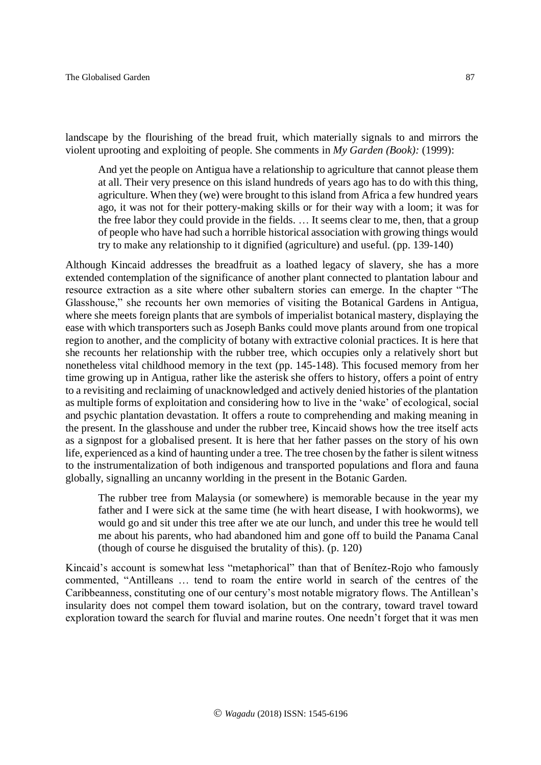landscape by the flourishing of the bread fruit, which materially signals to and mirrors the violent uprooting and exploiting of people. She comments in *My Garden (Book):* (1999):

> And yet the people on Antigua have a relationship to agriculture that cannot please them at all. Their very presence on this island hundreds of years ago has to do with this thing, agriculture. When they (we) were brought to this island from Africa a few hundred years ago, it was not for their pottery-making skills or for their way with a loom; it was for the free labor they could provide in the fields. … It seems clear to me, then, that a group of people who have had such a horrible historical association with growing things would try to make any relationship to it dignified (agriculture) and useful. (pp. 139-140)

Although Kincaid addresses the breadfruit as a loathed legacy of slavery, she has a more extended contemplation of the significance of another plant connected to plantation labour and resource extraction as a site where other subaltern stories can emerge. In the chapter "The Glasshouse," she recounts her own memories of visiting the Botanical Gardens in Antigua, where she meets foreign plants that are symbols of imperialist botanical mastery, displaying the ease with which transporters such as Joseph Banks could move plants around from one tropical region to another, and the complicity of botany with extractive colonial practices. It is here that she recounts her relationship with the rubber tree, which occupies only a relatively short but nonetheless vital childhood memory in the text (pp. 145-148). This focused memory from her time growing up in Antigua, rather like the asterisk she offers to history, offers a point of entry to a revisiting and reclaiming of unacknowledged and actively denied histories of the plantation as multiple forms of exploitation and considering how to live in the 'wake' of ecological, social and psychic plantation devastation. It offers a route to comprehending and making meaning in the present. In the glasshouse and under the rubber tree, Kincaid shows how the tree itself acts as a signpost for a globalised present. It is here that her father passes on the story of his own life, experienced as a kind of haunting under a tree. The tree chosen by the father is silent witness to the instrumentalization of both indigenous and transported populations and flora and fauna globally, signalling an uncanny worlding in the present in the Botanic Garden.

> The rubber tree from Malaysia (or somewhere) is memorable because in the year my father and I were sick at the same time (he with heart disease, I with hookworms), we would go and sit under this tree after we ate our lunch, and under this tree he would tell me about his parents, who had abandoned him and gone off to build the Panama Canal (though of course he disguised the brutality of this). (p. 120)

Kincaid's account is somewhat less "metaphorical" than that of Benítez-Rojo who famously commented, "Antilleans … tend to roam the entire world in search of the centres of the Caribbeanness, constituting one of our century's most notable migratory flows. The Antillean's insularity does not compel them toward isolation, but on the contrary, toward travel toward exploration toward the search for fluvial and marine routes. One needn't forget that it was men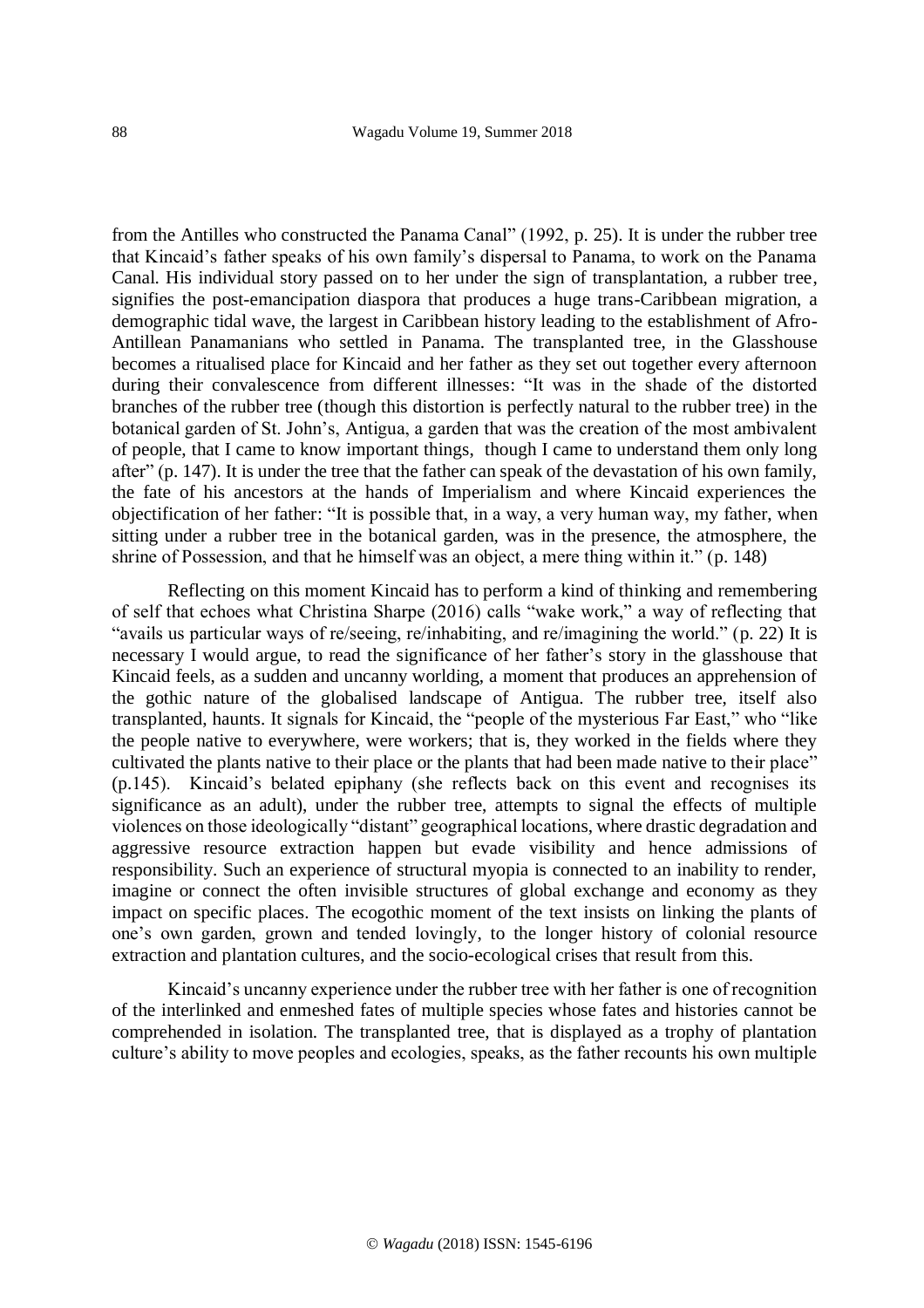from the Antilles who constructed the Panama Canal" (1992, p. 25). It is under the rubber tree that Kincaid's father speaks of his own family's dispersal to Panama, to work on the Panama Canal. His individual story passed on to her under the sign of transplantation, a rubber tree, signifies the post-emancipation diaspora that produces a huge trans-Caribbean migration, a demographic tidal wave, the largest in Caribbean history leading to the establishment of Afro-Antillean Panamanians who settled in Panama. The transplanted tree, in the Glasshouse becomes a ritualised place for Kincaid and her father as they set out together every afternoon during their convalescence from different illnesses: "It was in the shade of the distorted branches of the rubber tree (though this distortion is perfectly natural to the rubber tree) in the botanical garden of St. John's, Antigua, a garden that was the creation of the most ambivalent of people, that I came to know important things, though I came to understand them only long after" (p. 147). It is under the tree that the father can speak of the devastation of his own family, the fate of his ancestors at the hands of Imperialism and where Kincaid experiences the objectification of her father: "It is possible that, in a way, a very human way, my father, when sitting under a rubber tree in the botanical garden, was in the presence, the atmosphere, the shrine of Possession, and that he himself was an object, a mere thing within it." (p. 148)

Reflecting on this moment Kincaid has to perform a kind of thinking and remembering of self that echoes what Christina Sharpe (2016) calls "wake work," a way of reflecting that "avails us particular ways of re/seeing, re/inhabiting, and re/imagining the world." (p. 22) It is necessary I would argue, to read the significance of her father's story in the glasshouse that Kincaid feels, as a sudden and uncanny worlding, a moment that produces an apprehension of the gothic nature of the globalised landscape of Antigua. The rubber tree, itself also transplanted, haunts. It signals for Kincaid, the "people of the mysterious Far East," who "like the people native to everywhere, were workers; that is, they worked in the fields where they cultivated the plants native to their place or the plants that had been made native to their place" (p.145). Kincaid's belated epiphany (she reflects back on this event and recognises its significance as an adult), under the rubber tree, attempts to signal the effects of multiple violences on those ideologically "distant" geographical locations, where drastic degradation and aggressive resource extraction happen but evade visibility and hence admissions of responsibility. Such an experience of structural myopia is connected to an inability to render, imagine or connect the often invisible structures of global exchange and economy as they impact on specific places. The ecogothic moment of the text insists on linking the plants of one's own garden, grown and tended lovingly, to the longer history of colonial resource extraction and plantation cultures, and the socio-ecological crises that result from this.

Kincaid's uncanny experience under the rubber tree with her father is one of recognition of the interlinked and enmeshed fates of multiple species whose fates and histories cannot be comprehended in isolation. The transplanted tree, that is displayed as a trophy of plantation culture's ability to move peoples and ecologies, speaks, as the father recounts his own multiple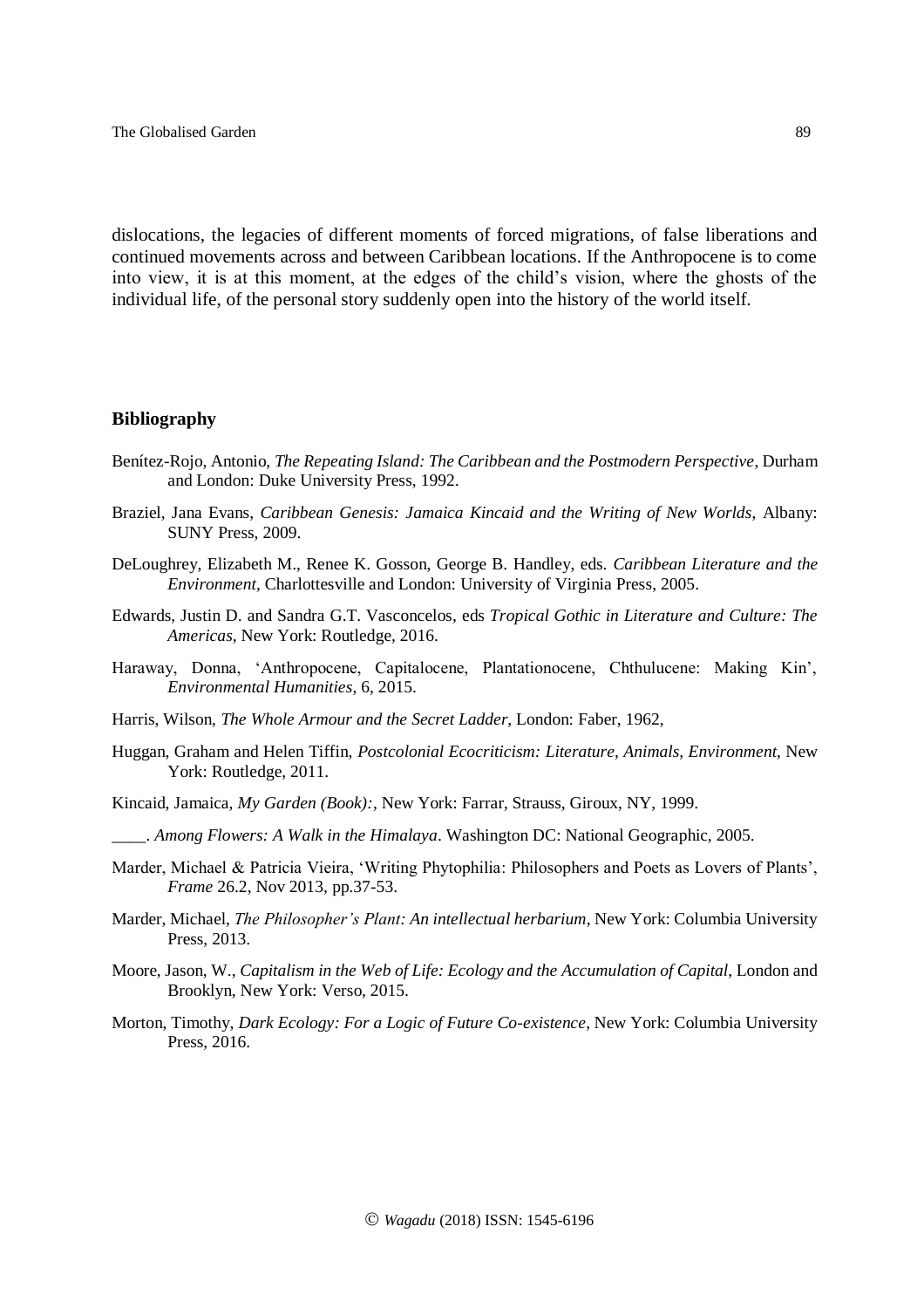dislocations, the legacies of different moments of forced migrations, of false liberations and continued movements across and between Caribbean locations. If the Anthropocene is to come into view, it is at this moment, at the edges of the child's vision, where the ghosts of the individual life, of the personal story suddenly open into the history of the world itself.

**Bibliography**

Benítez-Rojo, Antonio, *The Repeating Island: The Caribbean and the Postmodern Perspective*, Durham and London: Duke University Press, 1992.

Braziel, Jana Evans, *Caribbean Genesis: Jamaica Kincaid and the Writing of New Worlds*, Albany: SUNY Press, 2009.

DeLoughrey, Elizabeth M., Renee K. Gosson, George B. Handley, eds. *Caribbean Literature and the Environment*, Charlottesville and London: University of Virginia Press, 2005.

Edwards, Justin D. and Sandra G.T. Vasconcelos, eds *Tropical Gothic in Literature and Culture: The Americas*, New York: Routledge, 2016.

Haraway, Donna, 'Anthropocene, Capitalocene, Plantationocene, Chthulucene: Making Kin', *Environmental Humanities*, 6, 2015.

Harris, Wilson, *The Whole Armour and the Secret Ladder*, London: Faber, 1962,

Huggan, Graham and Helen Tiffin, *Postcolonial Ecocriticism: Literature, Animals, Environment*, New York: Routledge, 2011.

Kincaid, Jamaica, *My Garden (Book):*, New York: Farrar, Strauss, Giroux, NY, 1999.

____. *Among Flowers: A Walk in the Himalaya*. Washington DC: National Geographic, 2005.

Marder, Michael & Patricia Vieira, 'Writing Phytophilia: Philosophers and Poets as Lovers of Plants', *Frame* 26.2, Nov 2013, pp.37-53.

Marder, Michael, *The Philosopher's Plant: An intellectual herbarium*, New York: Columbia University Press, 2013.

Moore, Jason, W., *Capitalism in the Web of Life: Ecology and the Accumulation of Capital*, London and Brooklyn, New York: Verso, 2015.

Morton, Timothy, *Dark Ecology: For a Logic of Future Co-existence*, New York: Columbia University Press, 2016.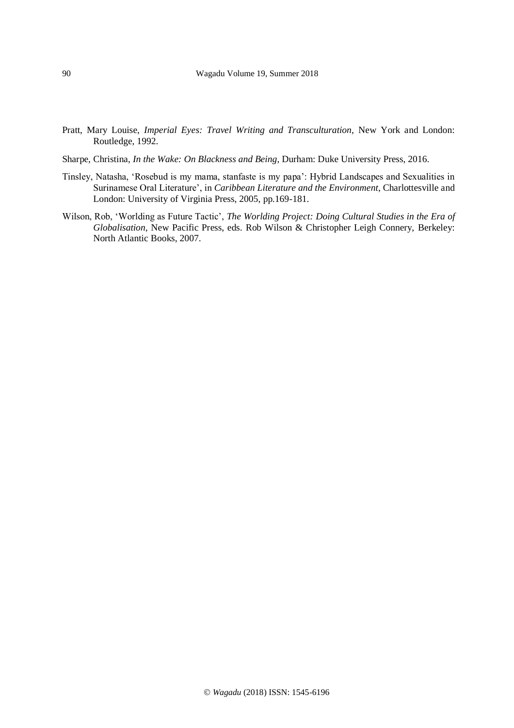Pratt, Mary Louise, *Imperial Eyes: Travel Writing and Transculturation*, New York and London: Routledge, 1992.

Sharpe, Christina, *In the Wake: On Blackness and Being*, Durham: Duke University Press, 2016.

Tinsley, Natasha, 'Rosebud is my mama, stanfaste is my papa': Hybrid Landscapes and Sexualities in Surinamese Oral Literature', in *Caribbean Literature and the Environment*, Charlottesville and London: University of Virginia Press, 2005, pp.169-181.

Wilson, Rob, 'Worlding as Future Tactic', *The Worlding Project: Doing Cultural Studies in the Era of Globalisation*, New Pacific Press, eds. Rob Wilson & Christopher Leigh Connery, Berkeley: North Atlantic Books, 2007.